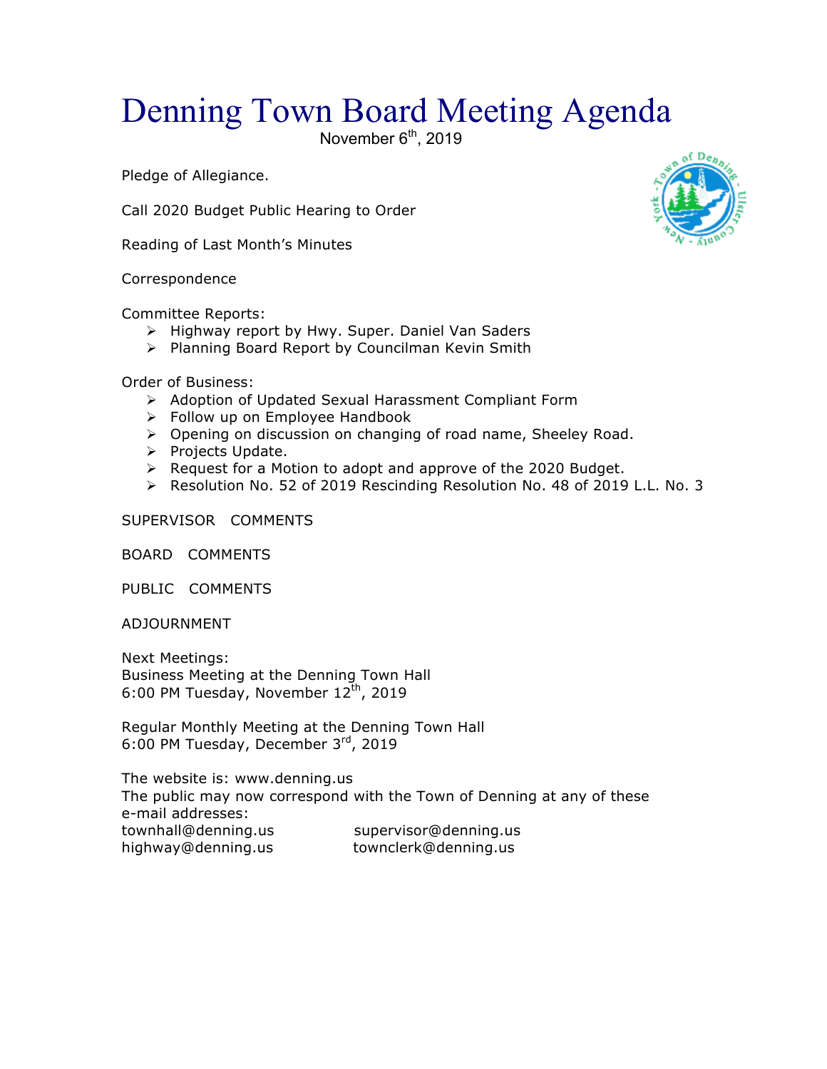# Denning Town Board Meeting Agenda

November 6th, 2019

Pledge of Allegiance.

Call 2020 Budget Public Hearing to Order

Reading of Last Month's Minutes

Correspondence

Committee Reports:

- Highway report by Hwy. Super. Daniel Van Saders
- Planning Board Report by Councilman Kevin Smith

Order of Business:

- Adoption of Updated Sexual Harassment Compliant Form
- Follow up on Employee Handbook
- Opening on discussion on changing of road name, Sheeley Road.
- Projects Update.
- Request for a Motion to adopt and approve of the 2020 Budget.
- Resolution No. 52 of 2019 Rescinding Resolution No. 48 of 2019 L.L. No. 3

SUPERVISOR COMMENTS

BOARD COMMENTS

PUBLIC COMMENTS

ADJOURNMENT

Next Meetings:
Business Meeting at the Denning Town Hall
6:00 PM Tuesday, November 12th, 2019

Regular Monthly Meeting at the Denning Town Hall
6:00 PM Tuesday, December 3rd, 2019

The website is: www.denning.us
The public may now correspond with the Town of Denning at any of these e-mail addresses:

townhall@denning.us supervisor@denning.us
highway@denning.us townclerk@denning.us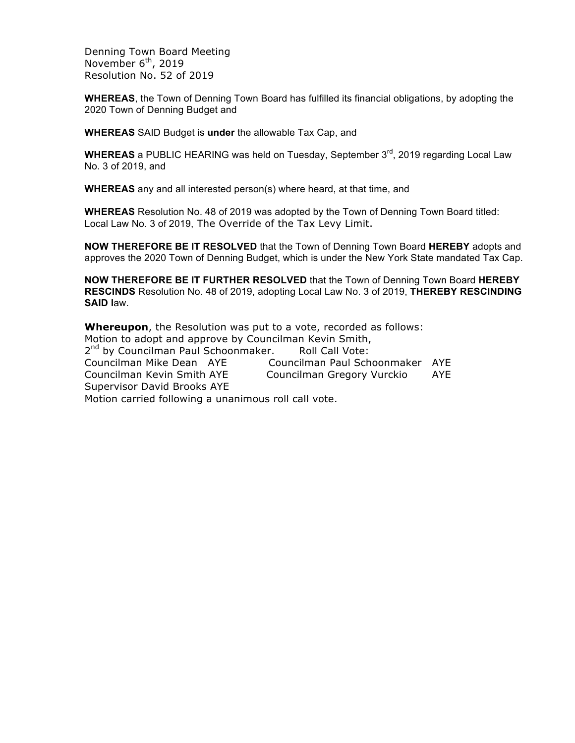Denning Town Board Meeting
November 6th, 2019
Resolution No. 52 of 2019

**WHEREAS**, the Town of Denning Town Board has fulfilled its financial obligations, by adopting the 2020 Town of Denning Budget and

**WHEREAS** SAID Budget is **under** the allowable Tax Cap, and

**WHEREAS** a PUBLIC HEARING was held on Tuesday, September 3rd, 2019 regarding Local Law No. 3 of 2019, and

**WHEREAS** any and all interested person(s) where heard, at that time, and

**WHEREAS** Resolution No. 48 of 2019 was adopted by the Town of Denning Town Board titled: Local Law No. 3 of 2019, The Override of the Tax Levy Limit.

**NOW THEREFORE BE IT RESOLVED** that the Town of Denning Town Board **HEREBY** adopts and approves the 2020 Town of Denning Budget, which is under the New York State mandated Tax Cap.

**NOW THEREFORE BE IT FURTHER RESOLVED** that the Town of Denning Town Board **HEREBY RESCINDS** Resolution No. 48 of 2019, adopting Local Law No. 3 of 2019, **THEREBY RESCINDING SAID l**aw.

**Whereupon**, the Resolution was put to a vote, recorded as follows:
Motion to adopt and approve by Councilman Kevin Smith,
2nd by Councilman Paul Schoonmaker. Roll Call Vote:

| | |
|---|---|
| Councilman Mike Dean AYE | Councilman Paul Schoonmaker AYE |
| Councilman Kevin Smith AYE | Councilman Gregory Vurckio AYE |
| Supervisor David Brooks AYE | |

Motion carried following a unanimous roll call vote.